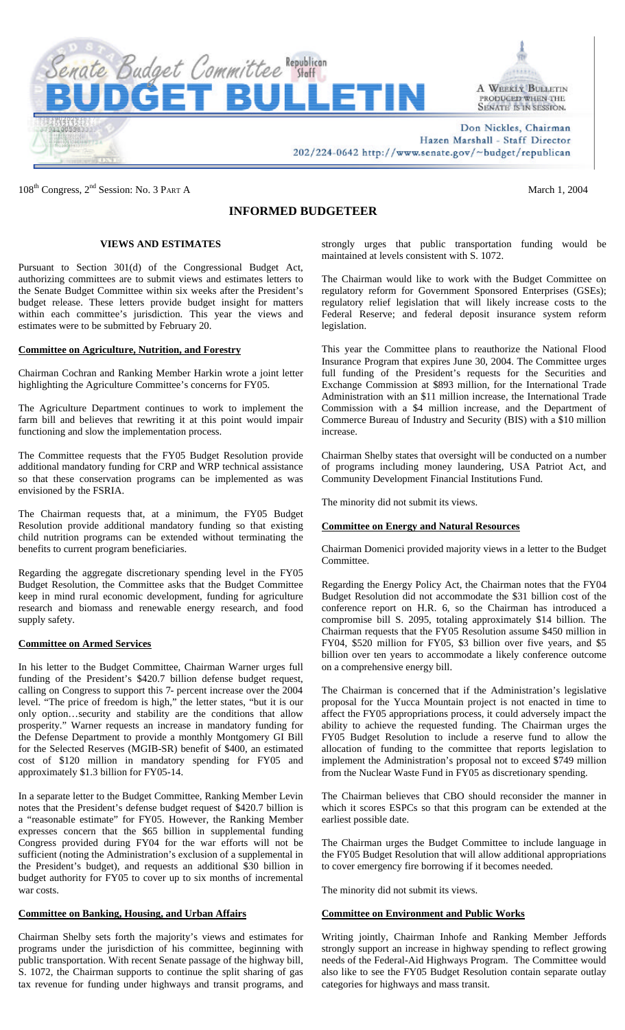# Senate Budget Committee Republican Staff

# BUDGET BULLETIN

A WEEKLY BULLETIN PRODUCED WHEN THE SENATE IS IN SESSION.

Don Nickles, Chairman
Hazen Marshall - Staff Director
202/224-0642 http://www.senate.gov/~budget/republican

108th Congress, 2nd Session: No. 3 PART A

March 1, 2004

## INFORMED BUDGETEER

### VIEWS AND ESTIMATES

Pursuant to Section 301(d) of the Congressional Budget Act, authorizing committees are to submit views and estimates letters to the Senate Budget Committee within six weeks after the President's budget release. These letters provide budget insight for matters within each committee's jurisdiction. This year the views and estimates were to be submitted by February 20.

#### Committee on Agriculture, Nutrition, and Forestry

Chairman Cochran and Ranking Member Harkin wrote a joint letter highlighting the Agriculture Committee's concerns for FY05.

The Agriculture Department continues to work to implement the farm bill and believes that rewriting it at this point would impair functioning and slow the implementation process.

The Committee requests that the FY05 Budget Resolution provide additional mandatory funding for CRP and WRP technical assistance so that these conservation programs can be implemented as was envisioned by the FSRIA.

The Chairman requests that, at a minimum, the FY05 Budget Resolution provide additional mandatory funding so that existing child nutrition programs can be extended without terminating the benefits to current program beneficiaries.

Regarding the aggregate discretionary spending level in the FY05 Budget Resolution, the Committee asks that the Budget Committee keep in mind rural economic development, funding for agriculture research and biomass and renewable energy research, and food supply safety.

#### Committee on Armed Services

In his letter to the Budget Committee, Chairman Warner urges full funding of the President's $420.7 billion defense budget request, calling on Congress to support this 7- percent increase over the 2004 level. "The price of freedom is high," the letter states, "but it is our only option…security and stability are the conditions that allow prosperity." Warner requests an increase in mandatory funding for the Defense Department to provide a monthly Montgomery GI Bill for the Selected Reserves (MGIB-SR) benefit of $400, an estimated cost of $120 million in mandatory spending for FY05 and approximately $1.3 billion for FY05-14.

In a separate letter to the Budget Committee, Ranking Member Levin notes that the President's defense budget request of $420.7 billion is a "reasonable estimate" for FY05. However, the Ranking Member expresses concern that the $65 billion in supplemental funding Congress provided during FY04 for the war efforts will not be sufficient (noting the Administration's exclusion of a supplemental in the President's budget), and requests an additional $30 billion in budget authority for FY05 to cover up to six months of incremental war costs.

#### Committee on Banking, Housing, and Urban Affairs

Chairman Shelby sets forth the majority's views and estimates for programs under the jurisdiction of his committee, beginning with public transportation. With recent Senate passage of the highway bill, S. 1072, the Chairman supports to continue the split sharing of gas tax revenue for funding under highways and transit programs, and strongly urges that public transportation funding would be maintained at levels consistent with S. 1072.

The Chairman would like to work with the Budget Committee on regulatory reform for Government Sponsored Enterprises (GSEs); regulatory relief legislation that will likely increase costs to the Federal Reserve; and federal deposit insurance system reform legislation.

This year the Committee plans to reauthorize the National Flood Insurance Program that expires June 30, 2004. The Committee urges full funding of the President's requests for the Securities and Exchange Commission at $893 million, for the International Trade Administration with an $11 million increase, the International Trade Commission with a $4 million increase, and the Department of Commerce Bureau of Industry and Security (BIS) with a $10 million increase.

Chairman Shelby states that oversight will be conducted on a number of programs including money laundering, USA Patriot Act, and Community Development Financial Institutions Fund.

The minority did not submit its views.

#### Committee on Energy and Natural Resources

Chairman Domenici provided majority views in a letter to the Budget Committee.

Regarding the Energy Policy Act, the Chairman notes that the FY04 Budget Resolution did not accommodate the $31 billion cost of the conference report on H.R. 6, so the Chairman has introduced a compromise bill S. 2095, totaling approximately $14 billion. The Chairman requests that the FY05 Resolution assume $450 million in FY04, $520 million for FY05, $3 billion over five years, and $5 billion over ten years to accommodate a likely conference outcome on a comprehensive energy bill.

The Chairman is concerned that if the Administration's legislative proposal for the Yucca Mountain project is not enacted in time to affect the FY05 appropriations process, it could adversely impact the ability to achieve the requested funding. The Chairman urges the FY05 Budget Resolution to include a reserve fund to allow the allocation of funding to the committee that reports legislation to implement the Administration's proposal not to exceed $749 million from the Nuclear Waste Fund in FY05 as discretionary spending.

The Chairman believes that CBO should reconsider the manner in which it scores ESPCs so that this program can be extended at the earliest possible date.

The Chairman urges the Budget Committee to include language in the FY05 Budget Resolution that will allow additional appropriations to cover emergency fire borrowing if it becomes needed.

The minority did not submit its views.

#### Committee on Environment and Public Works

Writing jointly, Chairman Inhofe and Ranking Member Jeffords strongly support an increase in highway spending to reflect growing needs of the Federal-Aid Highways Program. The Committee would also like to see the FY05 Budget Resolution contain separate outlay categories for highways and mass transit.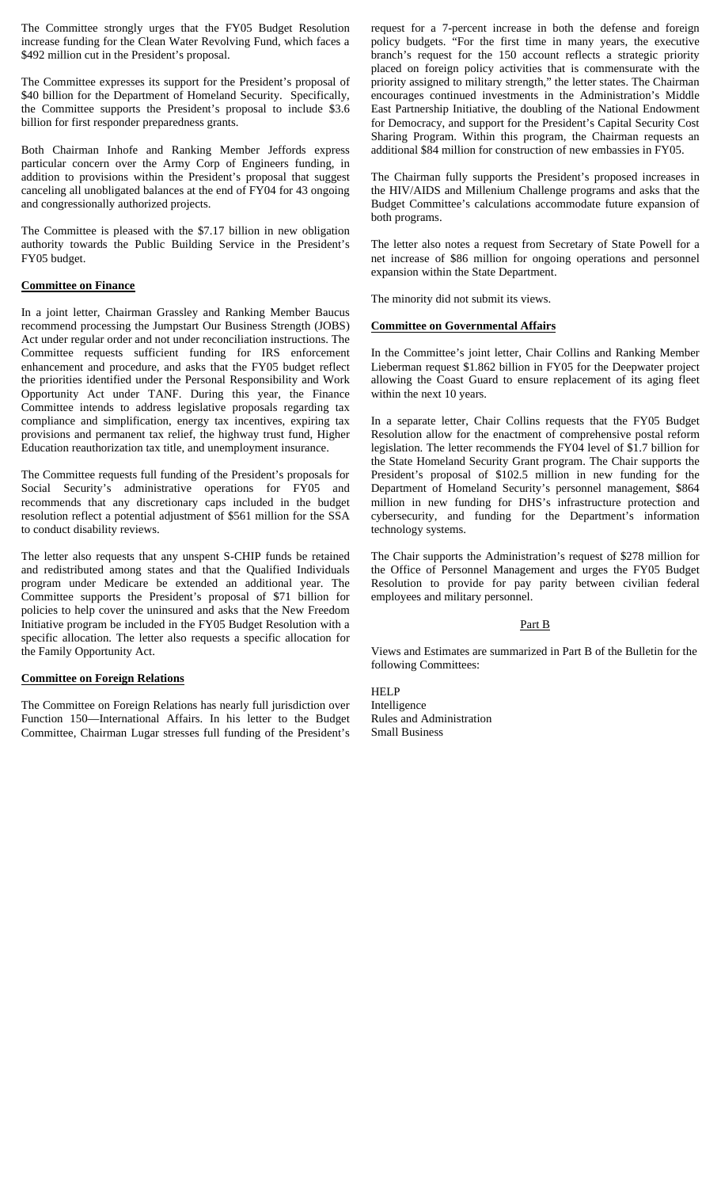The Committee strongly urges that the FY05 Budget Resolution increase funding for the Clean Water Revolving Fund, which faces a $492 million cut in the President's proposal.

The Committee expresses its support for the President's proposal of $40 billion for the Department of Homeland Security. Specifically, the Committee supports the President's proposal to include $3.6 billion for first responder preparedness grants.

Both Chairman Inhofe and Ranking Member Jeffords express particular concern over the Army Corp of Engineers funding, in addition to provisions within the President's proposal that suggest canceling all unobligated balances at the end of FY04 for 43 ongoing and congressionally authorized projects.

The Committee is pleased with the $7.17 billion in new obligation authority towards the Public Building Service in the President's FY05 budget.

**Committee on Finance**

In a joint letter, Chairman Grassley and Ranking Member Baucus recommend processing the Jumpstart Our Business Strength (JOBS) Act under regular order and not under reconciliation instructions. The Committee requests sufficient funding for IRS enforcement enhancement and procedure, and asks that the FY05 budget reflect the priorities identified under the Personal Responsibility and Work Opportunity Act under TANF. During this year, the Finance Committee intends to address legislative proposals regarding tax compliance and simplification, energy tax incentives, expiring tax provisions and permanent tax relief, the highway trust fund, Higher Education reauthorization tax title, and unemployment insurance.

The Committee requests full funding of the President's proposals for Social Security's administrative operations for FY05 and recommends that any discretionary caps included in the budget resolution reflect a potential adjustment of $561 million for the SSA to conduct disability reviews.

The letter also requests that any unspent S-CHIP funds be retained and redistributed among states and that the Qualified Individuals program under Medicare be extended an additional year. The Committee supports the President's proposal of $71 billion for policies to help cover the uninsured and asks that the New Freedom Initiative program be included in the FY05 Budget Resolution with a specific allocation. The letter also requests a specific allocation for the Family Opportunity Act.

**Committee on Foreign Relations**

The Committee on Foreign Relations has nearly full jurisdiction over Function 150—International Affairs. In his letter to the Budget Committee, Chairman Lugar stresses full funding of the President's request for a 7-percent increase in both the defense and foreign policy budgets. "For the first time in many years, the executive branch's request for the 150 account reflects a strategic priority placed on foreign policy activities that is commensurate with the priority assigned to military strength," the letter states. The Chairman encourages continued investments in the Administration's Middle East Partnership Initiative, the doubling of the National Endowment for Democracy, and support for the President's Capital Security Cost Sharing Program. Within this program, the Chairman requests an additional $84 million for construction of new embassies in FY05.

The Chairman fully supports the President's proposed increases in the HIV/AIDS and Millenium Challenge programs and asks that the Budget Committee's calculations accommodate future expansion of both programs.

The letter also notes a request from Secretary of State Powell for a net increase of $86 million for ongoing operations and personnel expansion within the State Department.

The minority did not submit its views.

**Committee on Governmental Affairs**

In the Committee's joint letter, Chair Collins and Ranking Member Lieberman request $1.862 billion in FY05 for the Deepwater project allowing the Coast Guard to ensure replacement of its aging fleet within the next 10 years.

In a separate letter, Chair Collins requests that the FY05 Budget Resolution allow for the enactment of comprehensive postal reform legislation. The letter recommends the FY04 level of $1.7 billion for the State Homeland Security Grant program. The Chair supports the President's proposal of $102.5 million in new funding for the Department of Homeland Security's personnel management, $864 million in new funding for DHS's infrastructure protection and cybersecurity, and funding for the Department's information technology systems.

The Chair supports the Administration's request of $278 million for the Office of Personnel Management and urges the FY05 Budget Resolution to provide for pay parity between civilian federal employees and military personnel.

Part B

Views and Estimates are summarized in Part B of the Bulletin for the following Committees:

HELP
Intelligence
Rules and Administration
Small Business